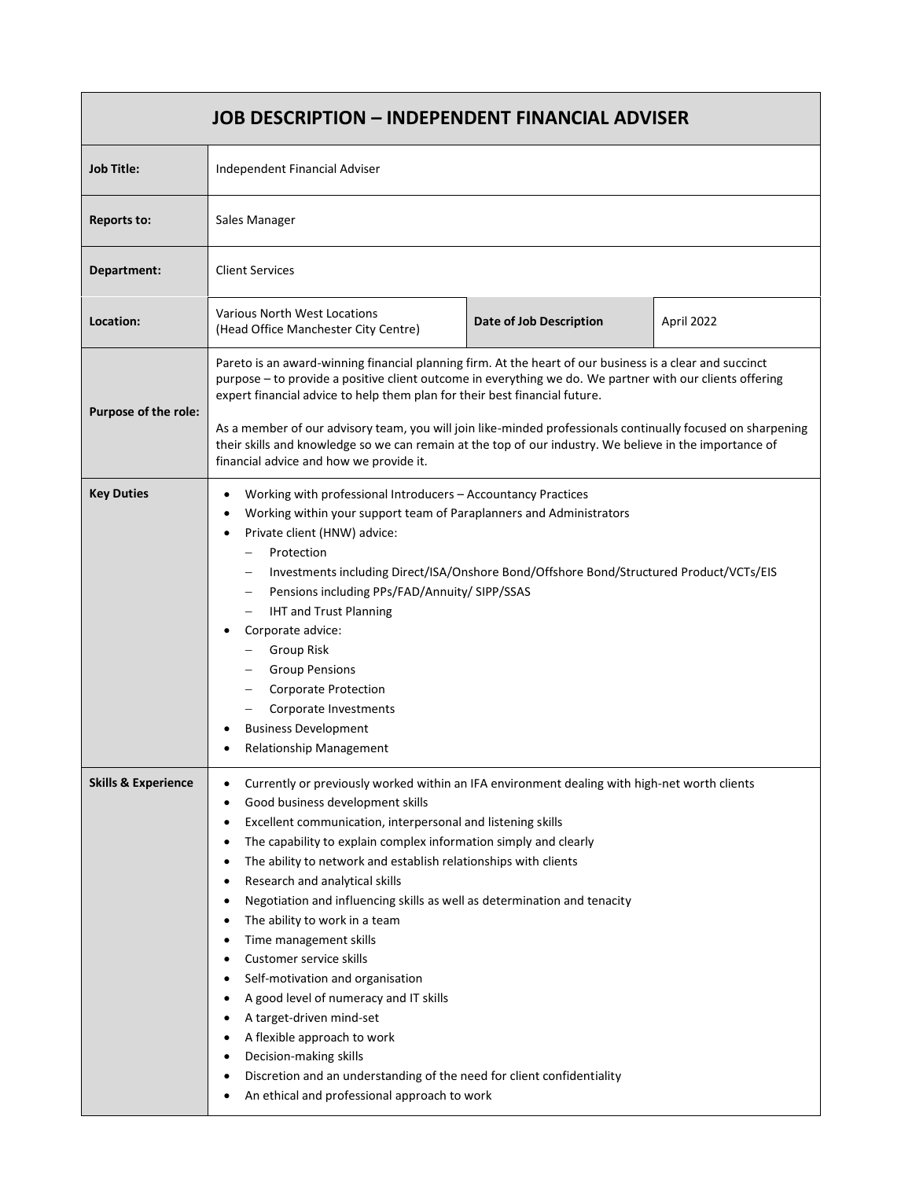# JOB DESCRIPTION – INDEPENDENT FINANCIAL ADVISER

| | | | |
|---|---|---|---|
| **Job Title:** | Independent Financial Adviser | | |
| **Reports to:** | Sales Manager | | |
| **Department:** | Client Services | | |
| **Location:** | Various North West Locations<br>(Head Office Manchester City Centre) | **Date of Job Description** | April 2022 |

**Purpose of the role:**

Pareto is an award-winning financial planning firm. At the heart of our business is a clear and succinct purpose – to provide a positive client outcome in everything we do. We partner with our clients offering expert financial advice to help them plan for their best financial future.

As a member of our advisory team, you will join like-minded professionals continually focused on sharpening their skills and knowledge so we can remain at the top of our industry. We believe in the importance of financial advice and how we provide it.

**Key Duties**

- Working with professional Introducers – Accountancy Practices
- Working within your support team of Paraplanners and Administrators
- Private client (HNW) advice:
  - Protection
  - Investments including Direct/ISA/Onshore Bond/Offshore Bond/Structured Product/VCTs/EIS
  - Pensions including PPs/FAD/Annuity/ SIPP/SSAS
  - IHT and Trust Planning
- Corporate advice:
  - Group Risk
  - Group Pensions
  - Corporate Protection
  - Corporate Investments
- Business Development
- Relationship Management

**Skills & Experience**

- Currently or previously worked within an IFA environment dealing with high-net worth clients
- Good business development skills
- Excellent communication, interpersonal and listening skills
- The capability to explain complex information simply and clearly
- The ability to network and establish relationships with clients
- Research and analytical skills
- Negotiation and influencing skills as well as determination and tenacity
- The ability to work in a team
- Time management skills
- Customer service skills
- Self-motivation and organisation
- A good level of numeracy and IT skills
- A target-driven mind-set
- A flexible approach to work
- Decision-making skills
- Discretion and an understanding of the need for client confidentiality
- An ethical and professional approach to work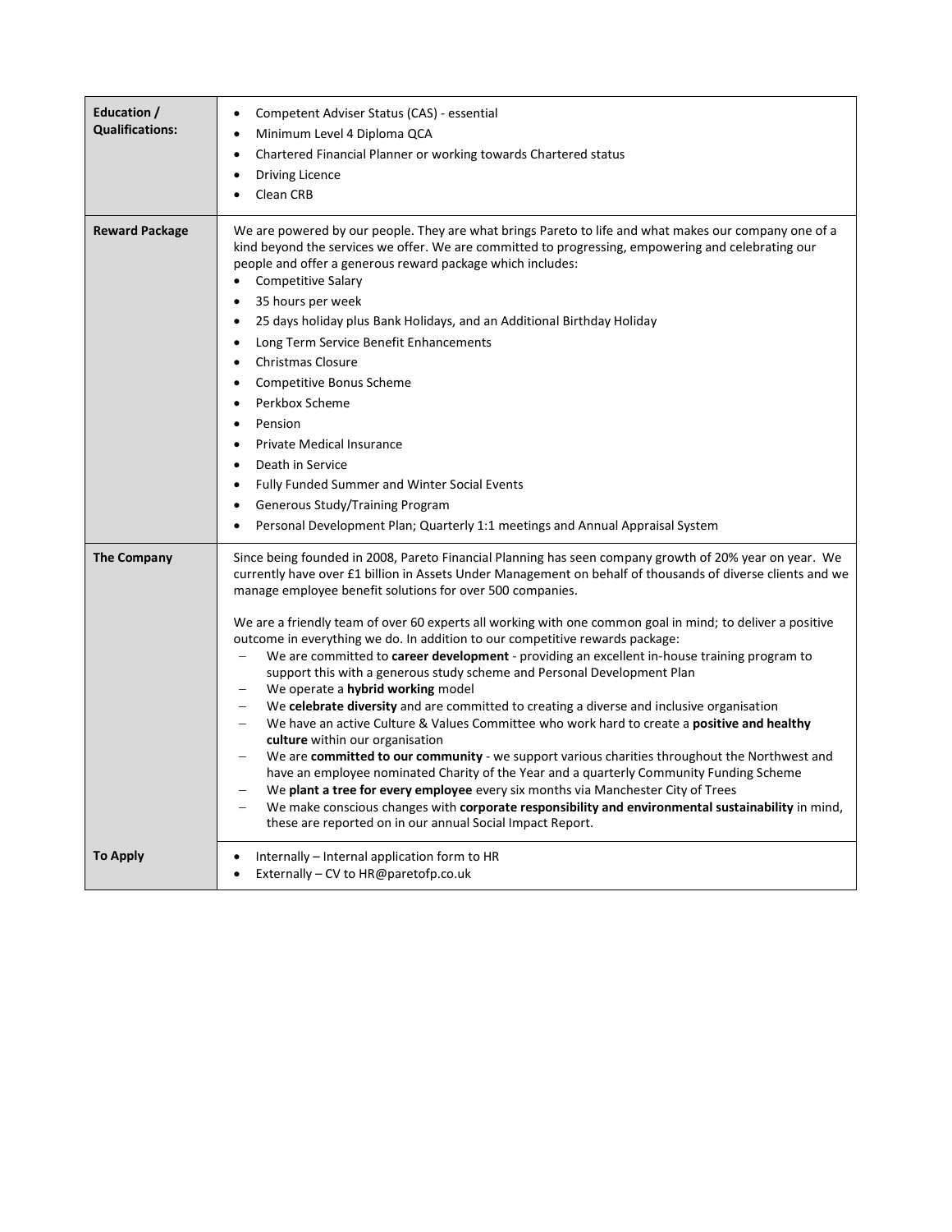| | |
|---|---|
| **Education / Qualifications:** | • Competent Adviser Status (CAS) - essential<br>• Minimum Level 4 Diploma QCA<br>• Chartered Financial Planner or working towards Chartered status<br>• Driving Licence<br>• Clean CRB |
| **Reward Package** | We are powered by our people. They are what brings Pareto to life and what makes our company one of a kind beyond the services we offer. We are committed to progressing, empowering and celebrating our people and offer a generous reward package which includes:<br>• Competitive Salary<br>• 35 hours per week<br>• 25 days holiday plus Bank Holidays, and an Additional Birthday Holiday<br>• Long Term Service Benefit Enhancements<br>• Christmas Closure<br>• Competitive Bonus Scheme<br>• Perkbox Scheme<br>• Pension<br>• Private Medical Insurance<br>• Death in Service<br>• Fully Funded Summer and Winter Social Events<br>• Generous Study/Training Program<br>• Personal Development Plan; Quarterly 1:1 meetings and Annual Appraisal System |
| **The Company** | Since being founded in 2008, Pareto Financial Planning has seen company growth of 20% year on year. We currently have over £1 billion in Assets Under Management on behalf of thousands of diverse clients and we manage employee benefit solutions for over 500 companies.<br><br>We are a friendly team of over 60 experts all working with one common goal in mind; to deliver a positive outcome in everything we do. In addition to our competitive rewards package:<br>– We are committed to **career development** - providing an excellent in-house training program to support this with a generous study scheme and Personal Development Plan<br>– We operate a **hybrid working** model<br>– We **celebrate diversity** and are committed to creating a diverse and inclusive organisation<br>– We have an active Culture & Values Committee who work hard to create a **positive and healthy culture** within our organisation<br>– We are **committed to our community** - we support various charities throughout the Northwest and have an employee nominated Charity of the Year and a quarterly Community Funding Scheme<br>– We **plant a tree for every employee** every six months via Manchester City of Trees<br>– We make conscious changes with **corporate responsibility and environmental sustainability** in mind, these are reported on in our annual Social Impact Report. |
| **To Apply** | • Internally – Internal application form to HR<br>• Externally – CV to HR@paretofp.co.uk |